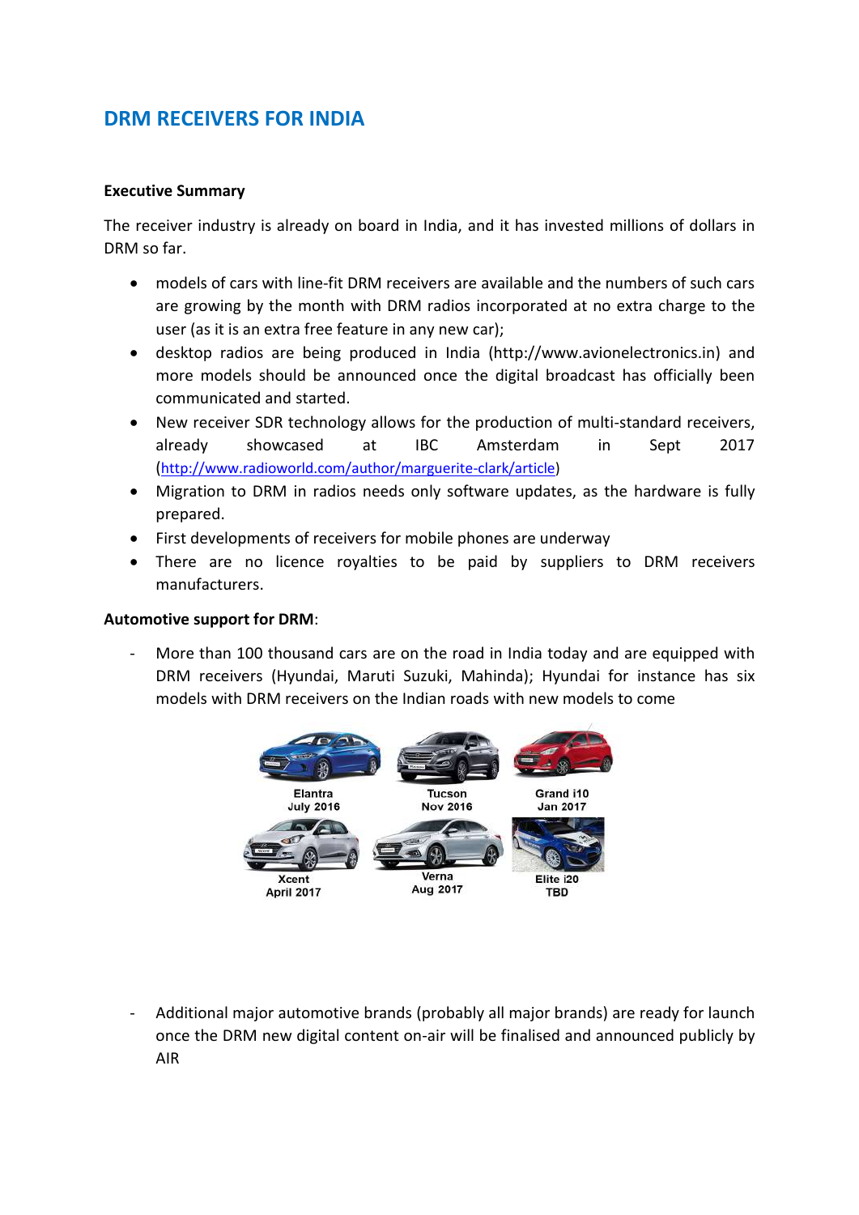# DRM RECEIVERS FOR INDIA

**Executive Summary**

The receiver industry is already on board in India, and it has invested millions of dollars in DRM so far.

- models of cars with line-fit DRM receivers are available and the numbers of such cars are growing by the month with DRM radios incorporated at no extra charge to the user (as it is an extra free feature in any new car);
- desktop radios are being produced in India (http://www.avionelectronics.in) and more models should be announced once the digital broadcast has officially been communicated and started.
- New receiver SDR technology allows for the production of multi-standard receivers, already showcased at IBC Amsterdam in Sept 2017 (http://www.radioworld.com/author/marguerite-clark/article)
- Migration to DRM in radios needs only software updates, as the hardware is fully prepared.
- First developments of receivers for mobile phones are underway
- There are no licence royalties to be paid by suppliers to DRM receivers manufacturers.

**Automotive support for DRM**:

- More than 100 thousand cars are on the road in India today and are equipped with DRM receivers (Hyundai, Maruti Suzuki, Mahinda); Hyundai for instance has six models with DRM receivers on the Indian roads with new models to come

Elantra July 2016 | Tucson Nov 2016 | Grand i10 Jan 2017

Xcent April 2017 | Verna Aug 2017 | Elite i20 TBD

- Additional major automotive brands (probably all major brands) are ready for launch once the DRM new digital content on-air will be finalised and announced publicly by AIR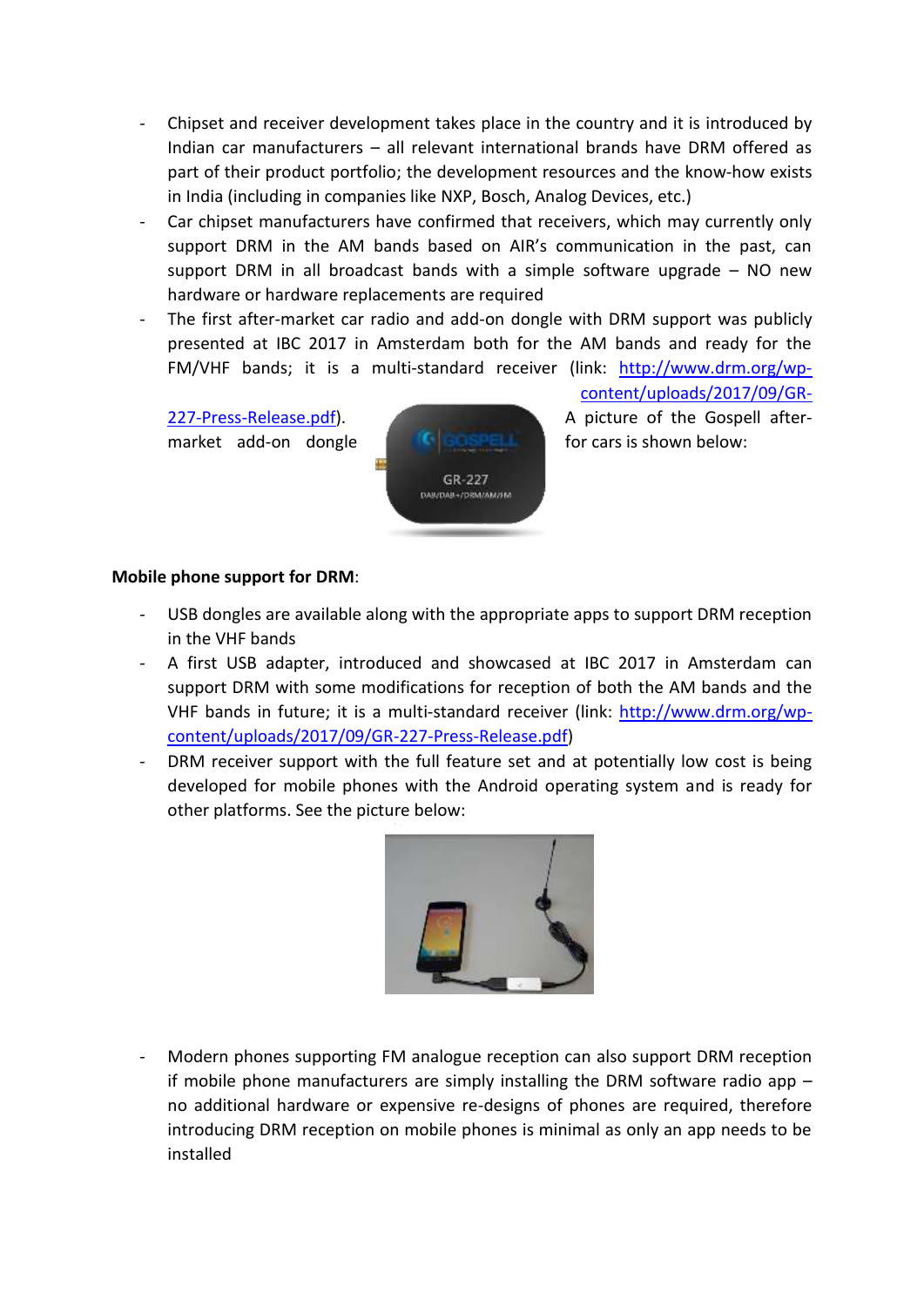- Chipset and receiver development takes place in the country and it is introduced by Indian car manufacturers – all relevant international brands have DRM offered as part of their product portfolio; the development resources and the know-how exists in India (including in companies like NXP, Bosch, Analog Devices, etc.)
- Car chipset manufacturers have confirmed that receivers, which may currently only support DRM in the AM bands based on AIR's communication in the past, can support DRM in all broadcast bands with a simple software upgrade – NO new hardware or hardware replacements are required
- The first after-market car radio and add-on dongle with DRM support was publicly presented at IBC 2017 in Amsterdam both for the AM bands and ready for the FM/VHF bands; it is a multi-standard receiver (link: http://www.drm.org/wp-content/uploads/2017/09/GR-227-Press-Release.pdf). A picture of the Gospell after-market add-on dongle for cars is shown below:

**Mobile phone support for DRM**:

- USB dongles are available along with the appropriate apps to support DRM reception in the VHF bands
- A first USB adapter, introduced and showcased at IBC 2017 in Amsterdam can support DRM with some modifications for reception of both the AM bands and the VHF bands in future; it is a multi-standard receiver (link: http://www.drm.org/wp-content/uploads/2017/09/GR-227-Press-Release.pdf)
- DRM receiver support with the full feature set and at potentially low cost is being developed for mobile phones with the Android operating system and is ready for other platforms. See the picture below:

- Modern phones supporting FM analogue reception can also support DRM reception if mobile phone manufacturers are simply installing the DRM software radio app – no additional hardware or expensive re-designs of phones are required, therefore introducing DRM reception on mobile phones is minimal as only an app needs to be installed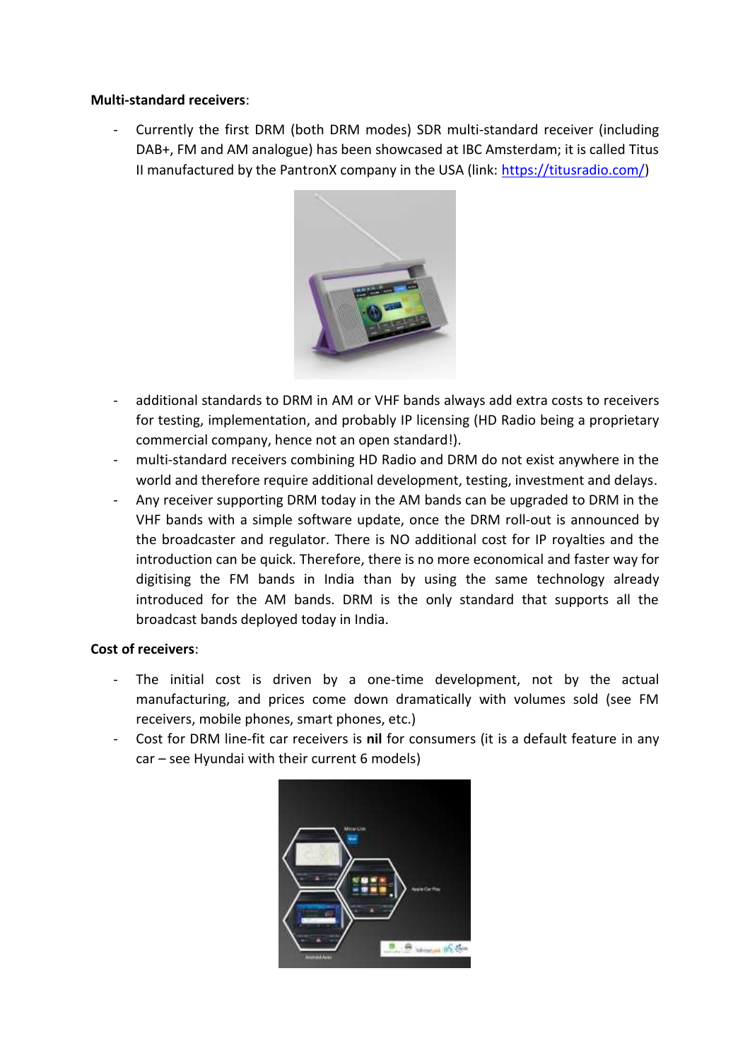**Multi-standard receivers**:

- Currently the first DRM (both DRM modes) SDR multi-standard receiver (including DAB+, FM and AM analogue) has been showcased at IBC Amsterdam; it is called Titus II manufactured by the PantronX company in the USA (link: https://titusradio.com/)
- additional standards to DRM in AM or VHF bands always add extra costs to receivers for testing, implementation, and probably IP licensing (HD Radio being a proprietary commercial company, hence not an open standard!).
- multi-standard receivers combining HD Radio and DRM do not exist anywhere in the world and therefore require additional development, testing, investment and delays.
- Any receiver supporting DRM today in the AM bands can be upgraded to DRM in the VHF bands with a simple software update, once the DRM roll-out is announced by the broadcaster and regulator. There is NO additional cost for IP royalties and the introduction can be quick. Therefore, there is no more economical and faster way for digitising the FM bands in India than by using the same technology already introduced for the AM bands. DRM is the only standard that supports all the broadcast bands deployed today in India.

**Cost of receivers**:

- The initial cost is driven by a one-time development, not by the actual manufacturing, and prices come down dramatically with volumes sold (see FM receivers, mobile phones, smart phones, etc.)
- Cost for DRM line-fit car receivers is **nil** for consumers (it is a default feature in any car – see Hyundai with their current 6 models)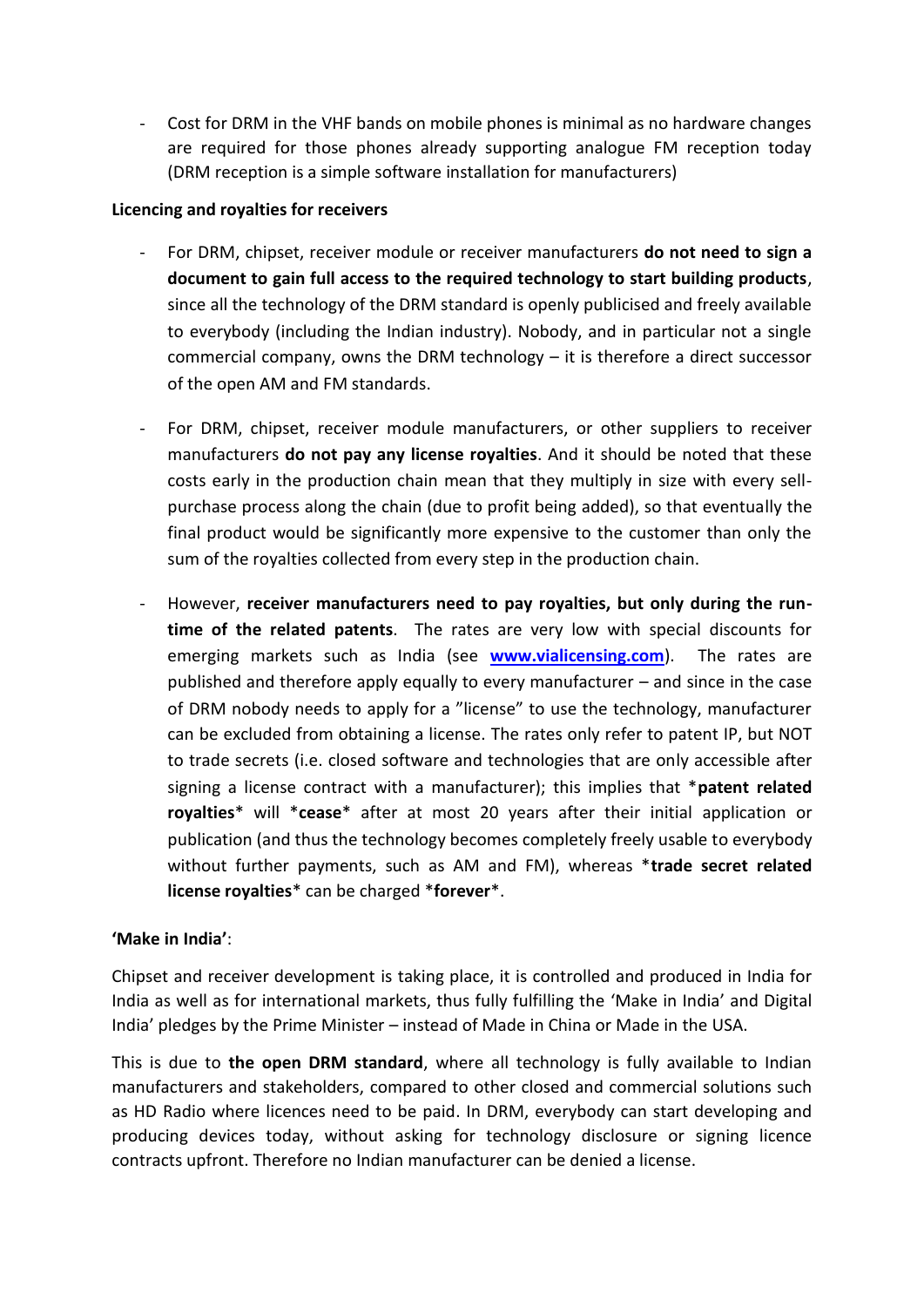- Cost for DRM in the VHF bands on mobile phones is minimal as no hardware changes are required for those phones already supporting analogue FM reception today (DRM reception is a simple software installation for manufacturers)

**Licencing and royalties for receivers**

- For DRM, chipset, receiver module or receiver manufacturers **do not need to sign a document to gain full access to the required technology to start building products**, since all the technology of the DRM standard is openly publicised and freely available to everybody (including the Indian industry). Nobody, and in particular not a single commercial company, owns the DRM technology – it is therefore a direct successor of the open AM and FM standards.

- For DRM, chipset, receiver module manufacturers, or other suppliers to receiver manufacturers **do not pay any license royalties**. And it should be noted that these costs early in the production chain mean that they multiply in size with every sell-purchase process along the chain (due to profit being added), so that eventually the final product would be significantly more expensive to the customer than only the sum of the royalties collected from every step in the production chain.

- However, **receiver manufacturers need to pay royalties, but only during the run-time of the related patents**. The rates are very low with special discounts for emerging markets such as India (see **www.vialicensing.com**). The rates are published and therefore apply equally to every manufacturer – and since in the case of DRM nobody needs to apply for a "license" to use the technology, manufacturer can be excluded from obtaining a license. The rates only refer to patent IP, but NOT to trade secrets (i.e. closed software and technologies that are only accessible after signing a license contract with a manufacturer); this implies that ***patent related royalties*** will ***cease*** after at most 20 years after their initial application or publication (and thus the technology becomes completely freely usable to everybody without further payments, such as AM and FM), whereas ***trade secret related license royalties*** can be charged ***forever***.

**'Make in India'**:

Chipset and receiver development is taking place, it is controlled and produced in India for India as well as for international markets, thus fully fulfilling the 'Make in India' and Digital India' pledges by the Prime Minister – instead of Made in China or Made in the USA.

This is due to **the open DRM standard**, where all technology is fully available to Indian manufacturers and stakeholders, compared to other closed and commercial solutions such as HD Radio where licences need to be paid. In DRM, everybody can start developing and producing devices today, without asking for technology disclosure or signing licence contracts upfront. Therefore no Indian manufacturer can be denied a license.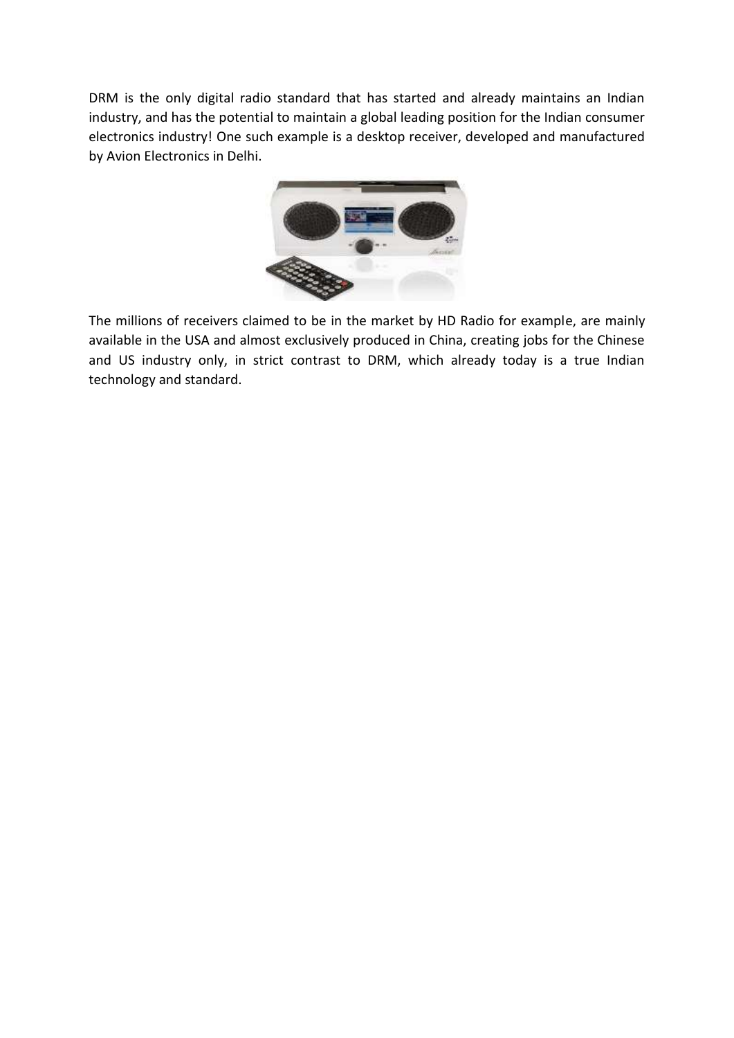DRM is the only digital radio standard that has started and already maintains an Indian industry, and has the potential to maintain a global leading position for the Indian consumer electronics industry! One such example is a desktop receiver, developed and manufactured by Avion Electronics in Delhi.

The millions of receivers claimed to be in the market by HD Radio for example, are mainly available in the USA and almost exclusively produced in China, creating jobs for the Chinese and US industry only, in strict contrast to DRM, which already today is a true Indian technology and standard.